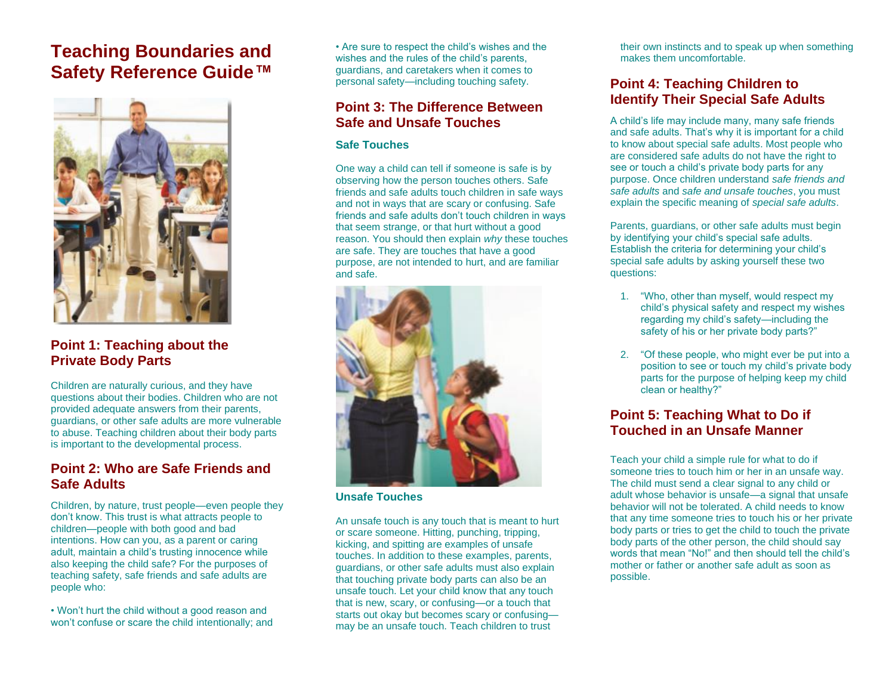# Teaching Boundaries and Safety Reference Guide™

## Point 1: Teaching about the Private Body Parts

Children are naturally curious, and they have questions about their bodies. Children who are not provided adequate answers from their parents, guardians, or other safe adults are more vulnerable to abuse. Teaching children about their body parts is important to the developmental process.

## Point 2: Who are Safe Friends and Safe Adults

Children, by nature, trust people—even people they don't know. This trust is what attracts people to children—people with both good and bad intentions. How can you, as a parent or caring adult, maintain a child's trusting innocence while also keeping the child safe? For the purposes of teaching safety, safe friends and safe adults are people who:

- Won't hurt the child without a good reason and won't confuse or scare the child intentionally; and
- Are sure to respect the child's wishes and the wishes and the rules of the child's parents, guardians, and caretakers when it comes to personal safety—including touching safety.

## Point 3: The Difference Between Safe and Unsafe Touches

### Safe Touches

One way a child can tell if someone is safe is by observing how the person touches others. Safe friends and safe adults touch children in safe ways and not in ways that are scary or confusing. Safe friends and safe adults don't touch children in ways that seem strange, or that hurt without a good reason. You should then explain *why* these touches are safe. They are touches that have a good purpose, are not intended to hurt, and are familiar and safe.

### Unsafe Touches

An unsafe touch is any touch that is meant to hurt or scare someone. Hitting, punching, tripping, kicking, and spitting are examples of unsafe touches. In addition to these examples, parents, guardians, or other safe adults must also explain that touching private body parts can also be an unsafe touch. Let your child know that any touch that is new, scary, or confusing—or a touch that starts out okay but becomes scary or confusing—may be an unsafe touch. Teach children to trust their own instincts and to speak up when something makes them uncomfortable.

## Point 4: Teaching Children to Identify Their Special Safe Adults

A child's life may include many, many safe friends and safe adults. That's why it is important for a child to know about special safe adults. Most people who are considered safe adults do not have the right to see or touch a child's private body parts for any purpose. Once children understand *safe friends and safe adults* and *safe and unsafe touches*, you must explain the specific meaning of *special safe adults*.

Parents, guardians, or other safe adults must begin by identifying your child's special safe adults. Establish the criteria for determining your child's special safe adults by asking yourself these two questions:

1. "Who, other than myself, would respect my child's physical safety and respect my wishes regarding my child's safety—including the safety of his or her private body parts?"
2. "Of these people, who might ever be put into a position to see or touch my child's private body parts for the purpose of helping keep my child clean or healthy?"

## Point 5: Teaching What to Do if Touched in an Unsafe Manner

Teach your child a simple rule for what to do if someone tries to touch him or her in an unsafe way. The child must send a clear signal to any child or adult whose behavior is unsafe—a signal that unsafe behavior will not be tolerated. A child needs to know that any time someone tries to touch his or her private body parts or tries to get the child to touch the private body parts of the other person, the child should say words that mean "No!" and then should tell the child's mother or father or another safe adult as soon as possible.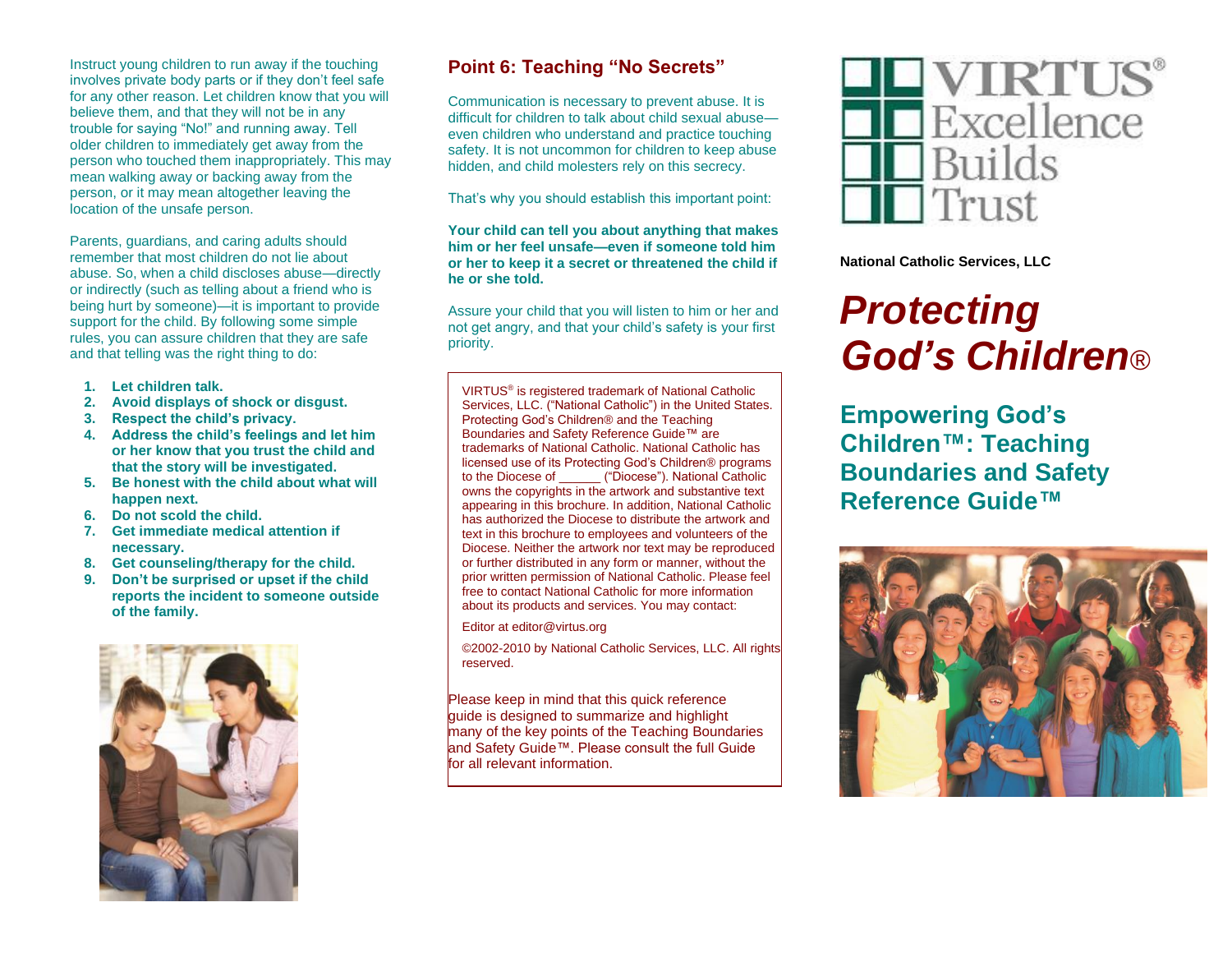Instruct young children to run away if the touching involves private body parts or if they don't feel safe for any other reason. Let children know that you will believe them, and that they will not be in any trouble for saying "No!" and running away. Tell older children to immediately get away from the person who touched them inappropriately. This may mean walking away or backing away from the person, or it may mean altogether leaving the location of the unsafe person.

Parents, guardians, and caring adults should remember that most children do not lie about abuse. So, when a child discloses abuse—directly or indirectly (such as telling about a friend who is being hurt by someone)—it is important to provide support for the child. By following some simple rules, you can assure children that they are safe and that telling was the right thing to do:

1. **Let children talk.**
2. **Avoid displays of shock or disgust.**
3. **Respect the child's privacy.**
4. **Address the child's feelings and let him or her know that you trust the child and that the story will be investigated.**
5. **Be honest with the child about what will happen next.**
6. **Do not scold the child.**
7. **Get immediate medical attention if necessary.**
8. **Get counseling/therapy for the child.**
9. **Don't be surprised or upset if the child reports the incident to someone outside of the family.**

## Point 6: Teaching "No Secrets"

Communication is necessary to prevent abuse. It is difficult for children to talk about child sexual abuse—even children who understand and practice touching safety. It is not uncommon for children to keep abuse hidden, and child molesters rely on this secrecy.

That's why you should establish this important point:

**Your child can tell you about anything that makes him or her feel unsafe—even if someone told him or her to keep it a secret or threatened the child if he or she told.**

Assure your child that you will listen to him or her and not get angry, and that your child's safety is your first priority.

VIRTUS® is registered trademark of National Catholic Services, LLC. ("National Catholic") in the United States. Protecting God's Children® and the Teaching Boundaries and Safety Reference Guide™ are trademarks of National Catholic. National Catholic has licensed use of its Protecting God's Children® programs to the Diocese of ______ ("Diocese"). National Catholic owns the copyrights in the artwork and substantive text appearing in this brochure. In addition, National Catholic has authorized the Diocese to distribute the artwork and text in this brochure to employees and volunteers of the Diocese. Neither the artwork nor text may be reproduced or further distributed in any form or manner, without the prior written permission of National Catholic. Please feel free to contact National Catholic for more information about its products and services. You may contact:

Editor at editor@virtus.org

©2002-2010 by National Catholic Services, LLC. All rights reserved.

Please keep in mind that this quick reference guide is designed to summarize and highlight many of the key points of the Teaching Boundaries and Safety Guide™. Please consult the full Guide for all relevant information.

VIRTUS® Excellence Builds Trust

**National Catholic Services, LLC**

# *Protecting God's Children®*

## Empowering God's Children™: Teaching Boundaries and Safety Reference Guide™